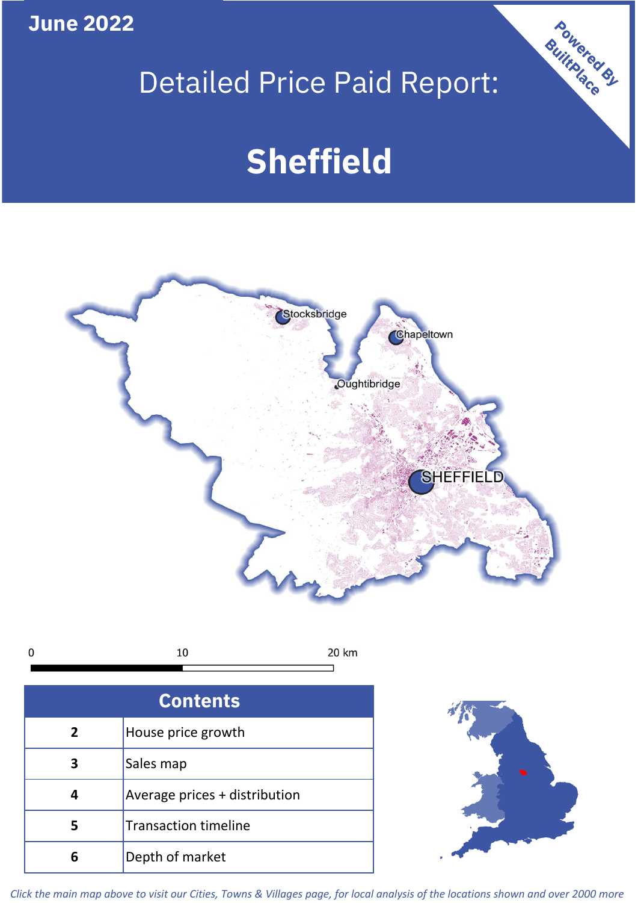June 2022

# Detailed Price Paid Report:

# Sheffield

Powered By BuiltPlace

## Contents

| 2 | House price growth |
|---|---|
| 3 | Sales map |
| 4 | Average prices + distribution |
| 5 | Transaction timeline |
| 6 | Depth of market |

*Click the main map above to visit our Cities, Towns & Villages page, for local analysis of the locations shown and over 2000 more*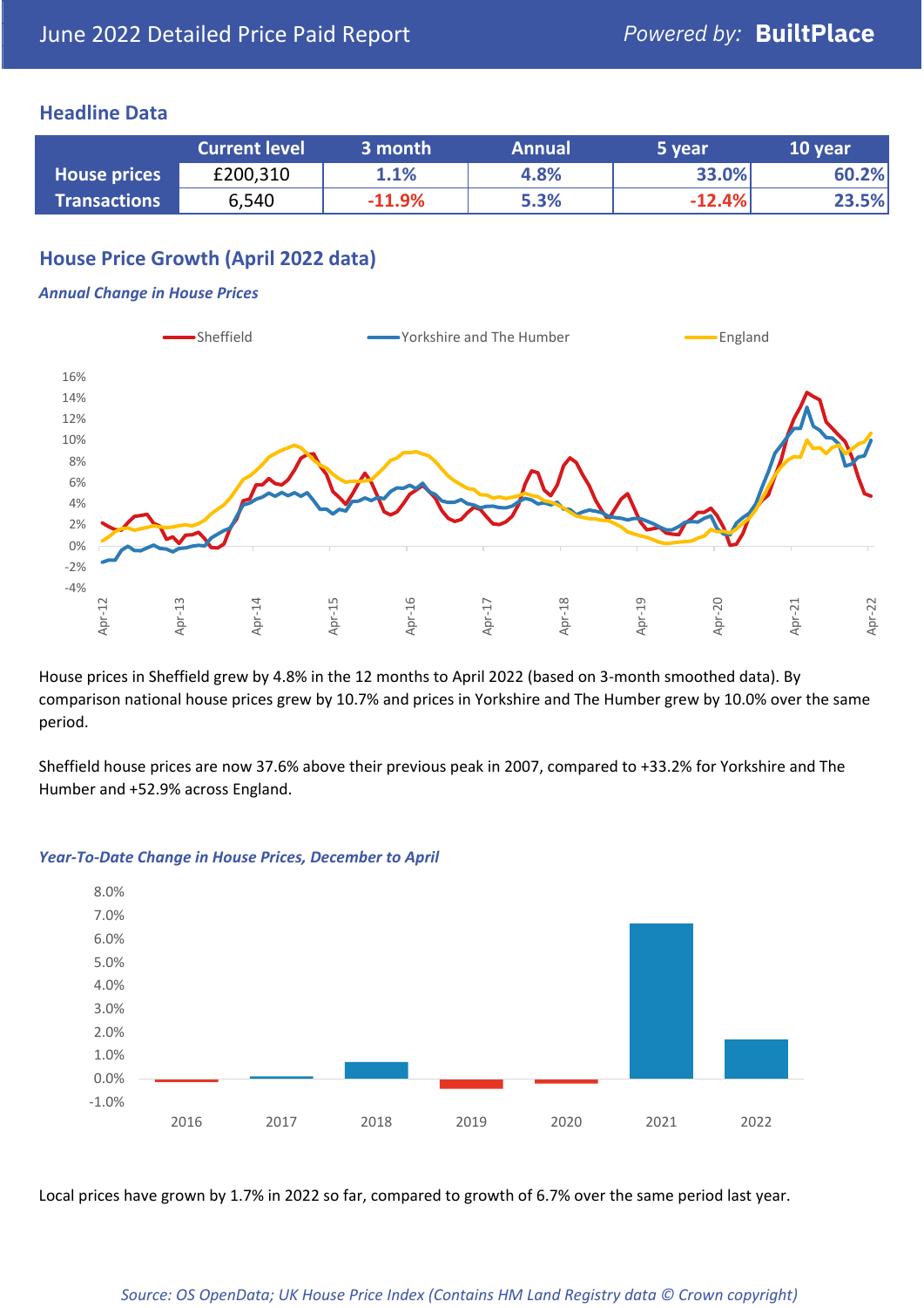June 2022 Detailed Price Paid Report — *Powered by:* **BuiltPlace**

## Headline Data

| | Current level | 3 month | Annual | 5 year | 10 year |
|---|---|---|---|---|---|
| **House prices** | £200,310 | 1.1% | 4.8% | 33.0% | 60.2% |
| **Transactions** | 6,540 | -11.9% | 5.3% | -12.4% | 23.5% |

## House Price Growth (April 2022 data)

*Annual Change in House Prices*

House prices in Sheffield grew by 4.8% in the 12 months to April 2022 (based on 3-month smoothed data). By comparison national house prices grew by 10.7% and prices in Yorkshire and The Humber grew by 10.0% over the same period.

Sheffield house prices are now 37.6% above their previous peak in 2007, compared to +33.2% for Yorkshire and The Humber and +52.9% across England.

*Year-To-Date Change in House Prices, December to April*

Local prices have grown by 1.7% in 2022 so far, compared to growth of 6.7% over the same period last year.

*Source: OS OpenData; UK House Price Index (Contains HM Land Registry data © Crown copyright)*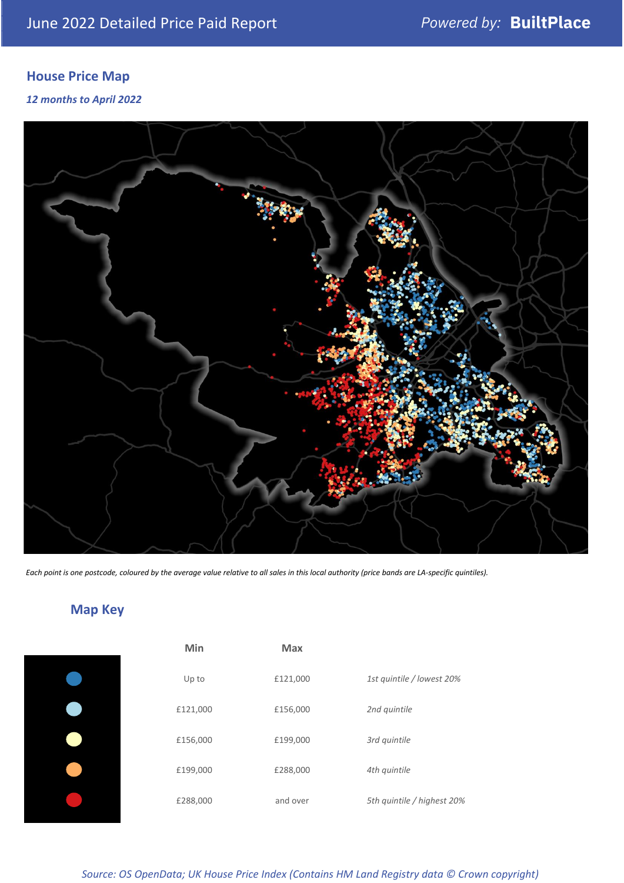## House Price Map

*12 months to April 2022*

*Each point is one postcode, coloured by the average value relative to all sales in this local authority (price bands are LA-specific quintiles).*

## Map Key

| | Min | Max | |
|---|---|---|---|
| | Up to | £121,000 | *1st quintile / lowest 20%* |
| | £121,000 | £156,000 | *2nd quintile* |
| | £156,000 | £199,000 | *3rd quintile* |
| | £199,000 | £288,000 | *4th quintile* |
| | £288,000 | and over | *5th quintile / highest 20%* |

*Source: OS OpenData; UK House Price Index (Contains HM Land Registry data © Crown copyright)*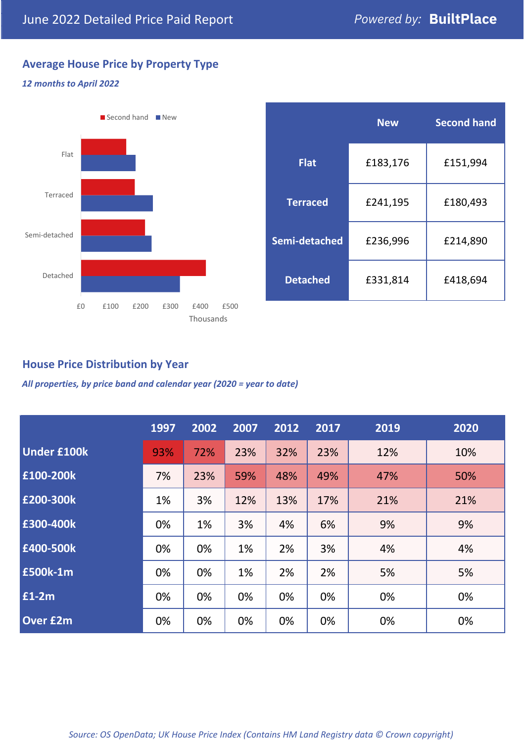# June 2022 Detailed Price Paid Report

Powered by: **BuiltPlace**

## Average House Price by Property Type

*12 months to April 2022*

| | New | Second hand |
|---|---|---|
| **Flat** | £183,176 | £151,994 |
| **Terraced** | £241,195 | £180,493 |
| **Semi-detached** | £236,996 | £214,890 |
| **Detached** | £331,814 | £418,694 |

## House Price Distribution by Year

*All properties, by price band and calendar year (2020 = year to date)*

| | 1997 | 2002 | 2007 | 2012 | 2017 | 2019 | 2020 |
|---|---|---|---|---|---|---|---|
| **Under £100k** | 93% | 72% | 23% | 32% | 23% | 12% | 10% |
| **£100-200k** | 7% | 23% | 59% | 48% | 49% | 47% | 50% |
| **£200-300k** | 1% | 3% | 12% | 13% | 17% | 21% | 21% |
| **£300-400k** | 0% | 1% | 3% | 4% | 6% | 9% | 9% |
| **£400-500k** | 0% | 0% | 1% | 2% | 3% | 4% | 4% |
| **£500k-1m** | 0% | 0% | 1% | 2% | 2% | 5% | 5% |
| **£1-2m** | 0% | 0% | 0% | 0% | 0% | 0% | 0% |
| **Over £2m** | 0% | 0% | 0% | 0% | 0% | 0% | 0% |

*Source: OS OpenData; UK House Price Index (Contains HM Land Registry data © Crown copyright)*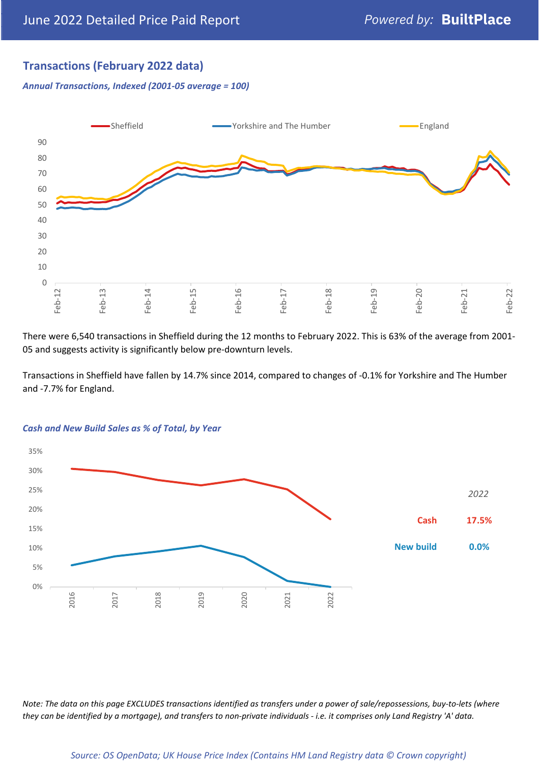## Transactions (February 2022 data)

*Annual Transactions, Indexed (2001-05 average = 100)*

There were 6,540 transactions in Sheffield during the 12 months to February 2022. This is 63% of the average from 2001-05 and suggests activity is significantly below pre-downturn levels.

Transactions in Sheffield have fallen by 14.7% since 2014, compared to changes of -0.1% for Yorkshire and The Humber and -7.7% for England.

*Cash and New Build Sales as % of Total, by Year*

| *2022* | |
|---|---|
| Cash | 17.5% |
| New build | 0.0% |

*Note: The data on this page EXCLUDES transactions identified as transfers under a power of sale/repossessions, buy-to-lets (where they can be identified by a mortgage), and transfers to non-private individuals - i.e. it comprises only Land Registry 'A' data.*

*Source: OS OpenData; UK House Price Index (Contains HM Land Registry data © Crown copyright)*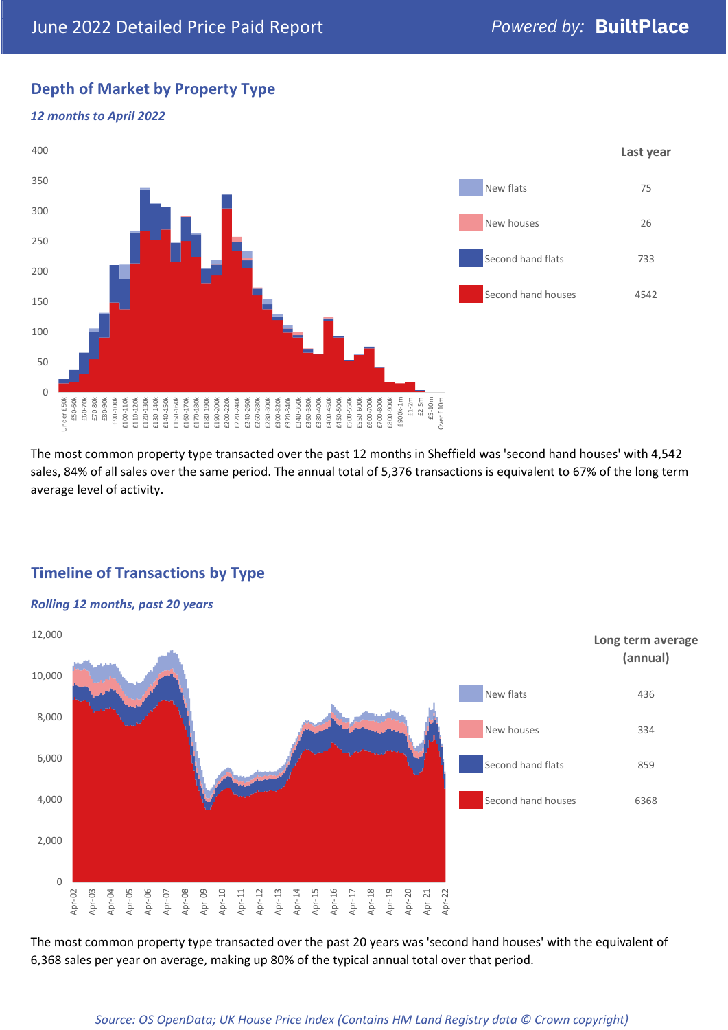June 2022 Detailed Price Paid Report

Powered by: **BuiltPlace**

## Depth of Market by Property Type

*12 months to April 2022*

400
350
300
250
200
150
100
50
0

Under £50k, £50-60k, £60-70k, £70-80k, £80-90k, £90-100k, £100-110k, £110-120k, £120-130k, £130-140k, £140-150k, £150-160k, £160-170k, £170-180k, £180-190k, £190-200k, £200-220k, £220-240k, £240-260k, £260-280k, £280-300k, £300-320k, £320-340k, £340-360k, £360-380k, £380-400k, £400-450k, £450-500k, £500-550k, £550-600k, £600-700k, £700-800k, £800-900k, £900k-1m, £1-2m, £2-5m, £5-10m, Over £10m

Last year

New flats 75
New houses 26
Second hand flats 733
Second hand houses 4542

The most common property type transacted over the past 12 months in Sheffield was 'second hand houses' with 4,542 sales, 84% of all sales over the same period. The annual total of 5,376 transactions is equivalent to 67% of the long term average level of activity.

## Timeline of Transactions by Type

*Rolling 12 months, past 20 years*

12,000
10,000
8,000
6,000
4,000
2,000
0

Apr-02, Apr-03, Apr-04, Apr-05, Apr-06, Apr-07, Apr-08, Apr-09, Apr-10, Apr-11, Apr-12, Apr-13, Apr-14, Apr-15, Apr-16, Apr-17, Apr-18, Apr-19, Apr-20, Apr-21, Apr-22

Long term average (annual)

New flats 436
New houses 334
Second hand flats 859
Second hand houses 6368

The most common property type transacted over the past 20 years was 'second hand houses' with the equivalent of 6,368 sales per year on average, making up 80% of the typical annual total over that period.

*Source: OS OpenData; UK House Price Index (Contains HM Land Registry data © Crown copyright)*